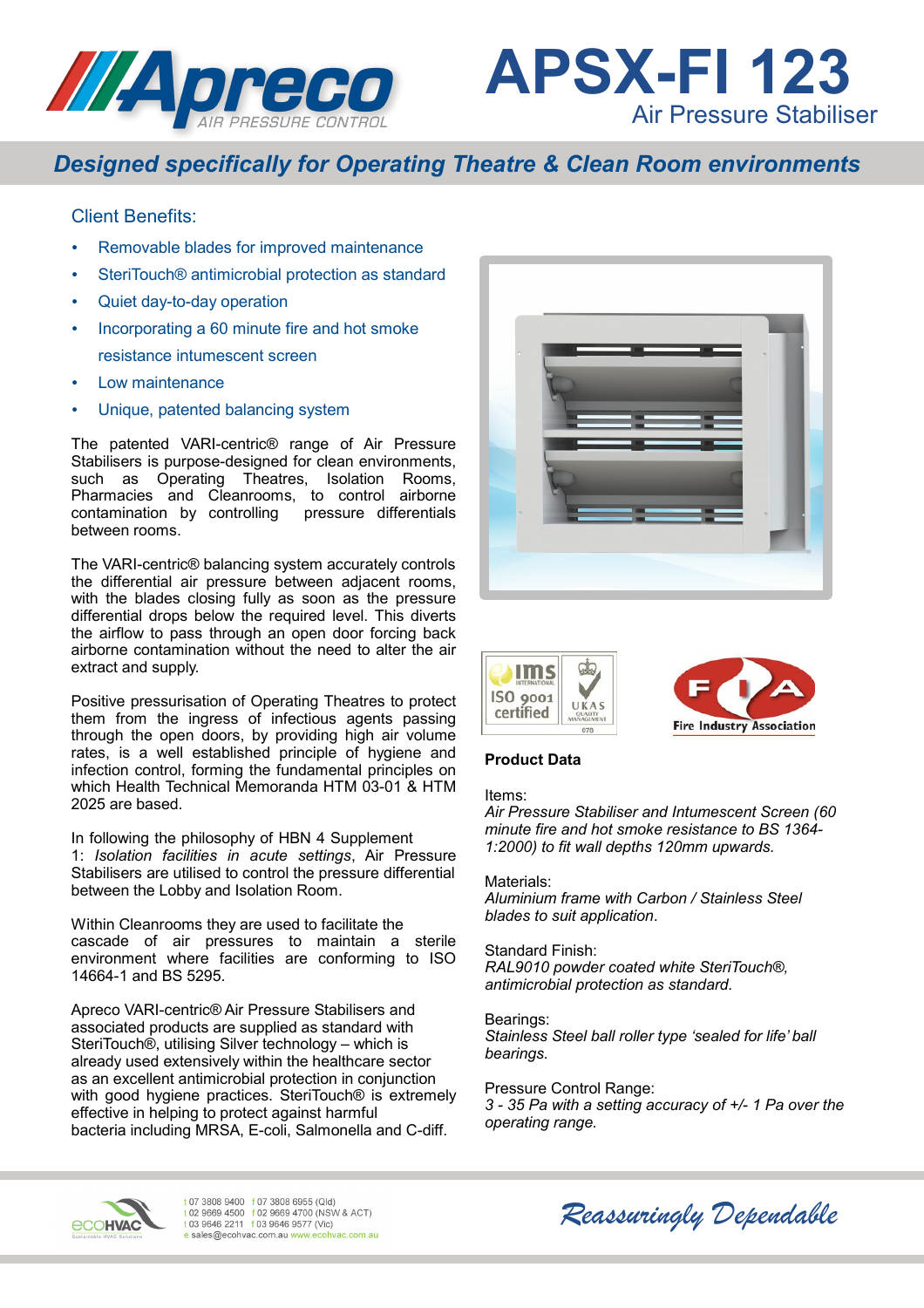# APSX-FI 123

## Air Pressure Stabiliser

### *Designed specifically for Operating Theatre & Clean Room environments*

## Client Benefits:

- Removable blades for improved maintenance
- SteriTouch® antimicrobial protection as standard
- Quiet day-to-day operation
- Incorporating a 60 minute fire and hot smoke resistance intumescent screen
- Low maintenance
- Unique, patented balancing system

The patented VARI-centric® range of Air Pressure Stabilisers is purpose-designed for clean environments, such as Operating Theatres, Isolation Rooms, Pharmacies and Cleanrooms, to control airborne contamination by controlling pressure differentials between rooms.

The VARI-centric® balancing system accurately controls the differential air pressure between adjacent rooms, with the blades closing fully as soon as the pressure differential drops below the required level. This diverts the airflow to pass through an open door forcing back airborne contamination without the need to alter the air extract and supply.

Positive pressurisation of Operating Theatres to protect them from the ingress of infectious agents passing through the open doors, by providing high air volume rates, is a well established principle of hygiene and infection control, forming the fundamental principles on which Health Technical Memoranda HTM 03-01 & HTM 2025 are based.

In following the philosophy of HBN 4 Supplement 1: *Isolation facilities in acute settings*, Air Pressure Stabilisers are utilised to control the pressure differential between the Lobby and Isolation Room.

Within Cleanrooms they are used to facilitate the cascade of air pressures to maintain a sterile environment where facilities are conforming to ISO 14664-1 and BS 5295.

Apreco VARI-centric® Air Pressure Stabilisers and associated products are supplied as standard with SteriTouch®, utilising Silver technology – which is already used extensively within the healthcare sector as an excellent antimicrobial protection in conjunction with good hygiene practices. SteriTouch® is extremely effective in helping to protect against harmful bacteria including MRSA, E-coli, Salmonella and C-diff.

## Product Data

Items:
*Air Pressure Stabiliser and Intumescent Screen (60 minute fire and hot smoke resistance to BS 1364-1:2000) to fit wall depths 120mm upwards.*

Materials:
*Aluminium frame with Carbon / Stainless Steel blades to suit application.*

Standard Finish:
*RAL9010 powder coated white SteriTouch®, antimicrobial protection as standard.*

Bearings:
*Stainless Steel ball roller type 'sealed for life' ball bearings.*

Pressure Control Range:
*3 - 35 Pa with a setting accuracy of +/- 1 Pa over the operating range.*

t 07 3808 9400 f 07 3808 6955 (Qld)
t 02 9669 4500 f 02 9669 4700 (NSW & ACT)
t 03 9646 2211 f 03 9646 9577 (Vic)
e sales@ecohvac.com.au www.ecohvac.com.au

*Reassuringly Dependable*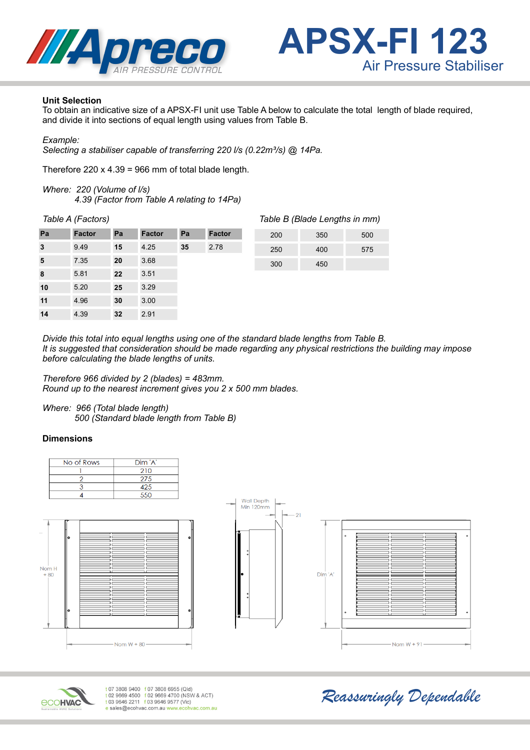# APSX-FI 123

## Air Pressure Stabiliser

**Unit Selection**

To obtain an indicative size of a APSX-FI unit use Table A below to calculate the total length of blade required, and divide it into sections of equal length using values from Table B.

*Example:*
*Selecting a stabiliser capable of transferring 220 l/s (0.22m³/s) @ 14Pa.*

Therefore 220 x 4.39 = 966 mm of total blade length.

*Where: 220 (Volume of l/s)*
*4.39 (Factor from Table A relating to 14Pa)*

*Table A (Factors)*

| Pa | Factor | Pa | Factor | Pa | Factor |
|---|---|---|---|---|---|
| **3** | 9.49 | **15** | 4.25 | **35** | 2.78 |
| **5** | 7.35 | **20** | 3.68 | | |
| **8** | 5.81 | **22** | 3.51 | | |
| **10** | 5.20 | **25** | 3.29 | | |
| **11** | 4.96 | **30** | 3.00 | | |
| **14** | 4.39 | **32** | 2.91 | | |

*Table B (Blade Lengths in mm)*

| | | |
|---|---|---|
| 200 | 350 | 500 |
| 250 | 400 | 575 |
| 300 | 450 | |

*Divide this total into equal lengths using one of the standard blade lengths from Table B.*
*It is suggested that consideration should be made regarding any physical restrictions the building may impose before calculating the blade lengths of units.*

*Therefore 966 divided by 2 (blades) = 483mm.*
*Round up to the nearest increment gives you 2 x 500 mm blades.*

*Where: 966 (Total blade length)*
*500 (Standard blade length from Table B)*

**Dimensions**

| No of Rows | Dim 'A' |
|---|---|
| 1 | 210 |
| 2 | 275 |
| 3 | 425 |
| 4 | 550 |

Nom H + 80

Nom W + 80

Wall Depth Min 120mm

21

Dim 'A'

Nom W + 91

t 07 3808 9400 f 07 3808 6955 (Qld)
t 02 9669 4500 f 02 9669 4700 (NSW & ACT)
t 03 9646 2211 f 03 9646 9577 (Vic)
e sales@ecohvac.com.au www.ecohvac.com.au

Reassuringly Dependable